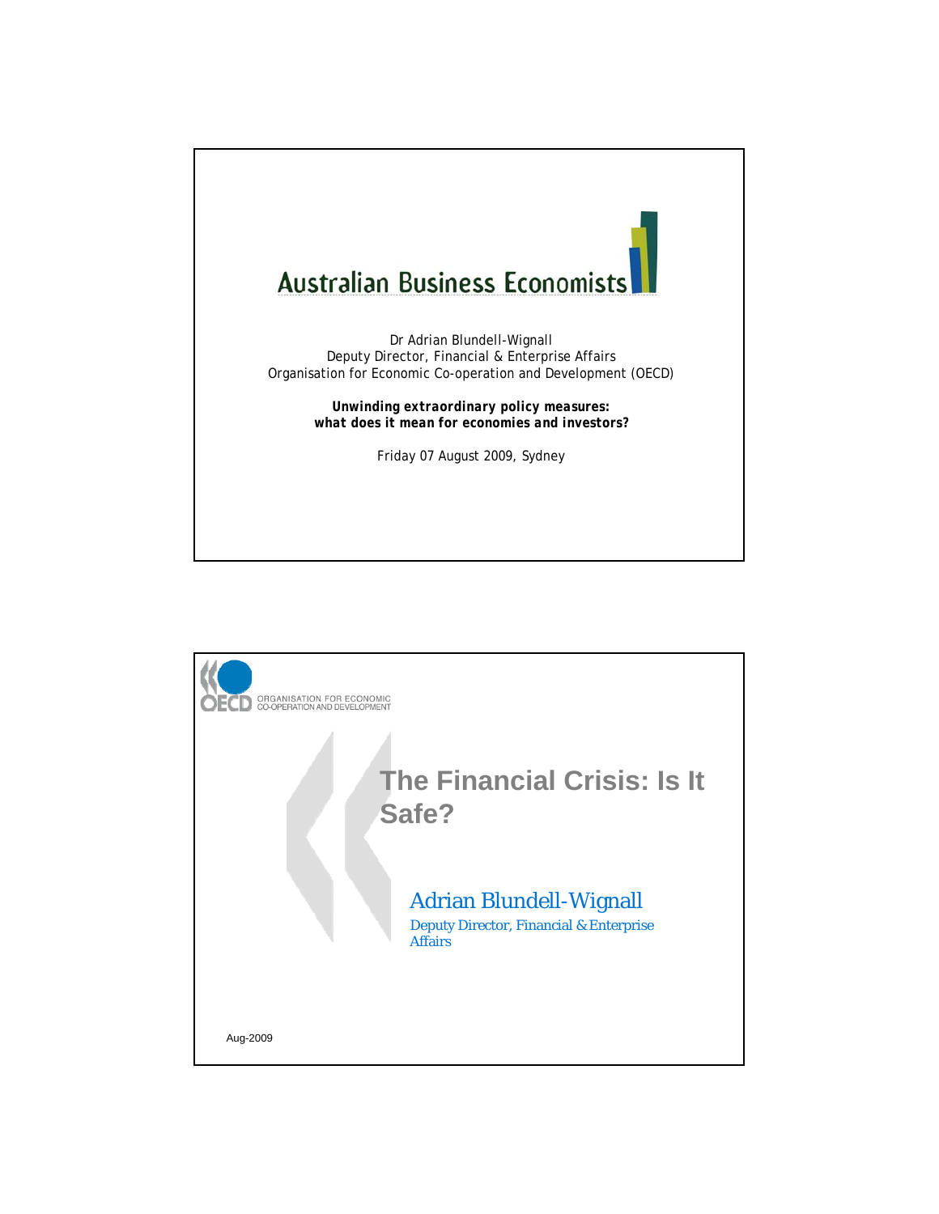# Australian Business Economists

Dr Adrian Blundell-Wignall
Deputy Director, Financial & Enterprise Affairs
Organisation for Economic Co-operation and Development (OECD)

***Unwinding extraordinary policy measures: what does it mean for economies and investors?***

Friday 07 August 2009, Sydney

---

OECD ORGANISATION FOR ECONOMIC CO-OPERATION AND DEVELOPMENT

## The Financial Crisis: Is It Safe?

Adrian Blundell-Wignall

Deputy Director, Financial & Enterprise Affairs

Aug-2009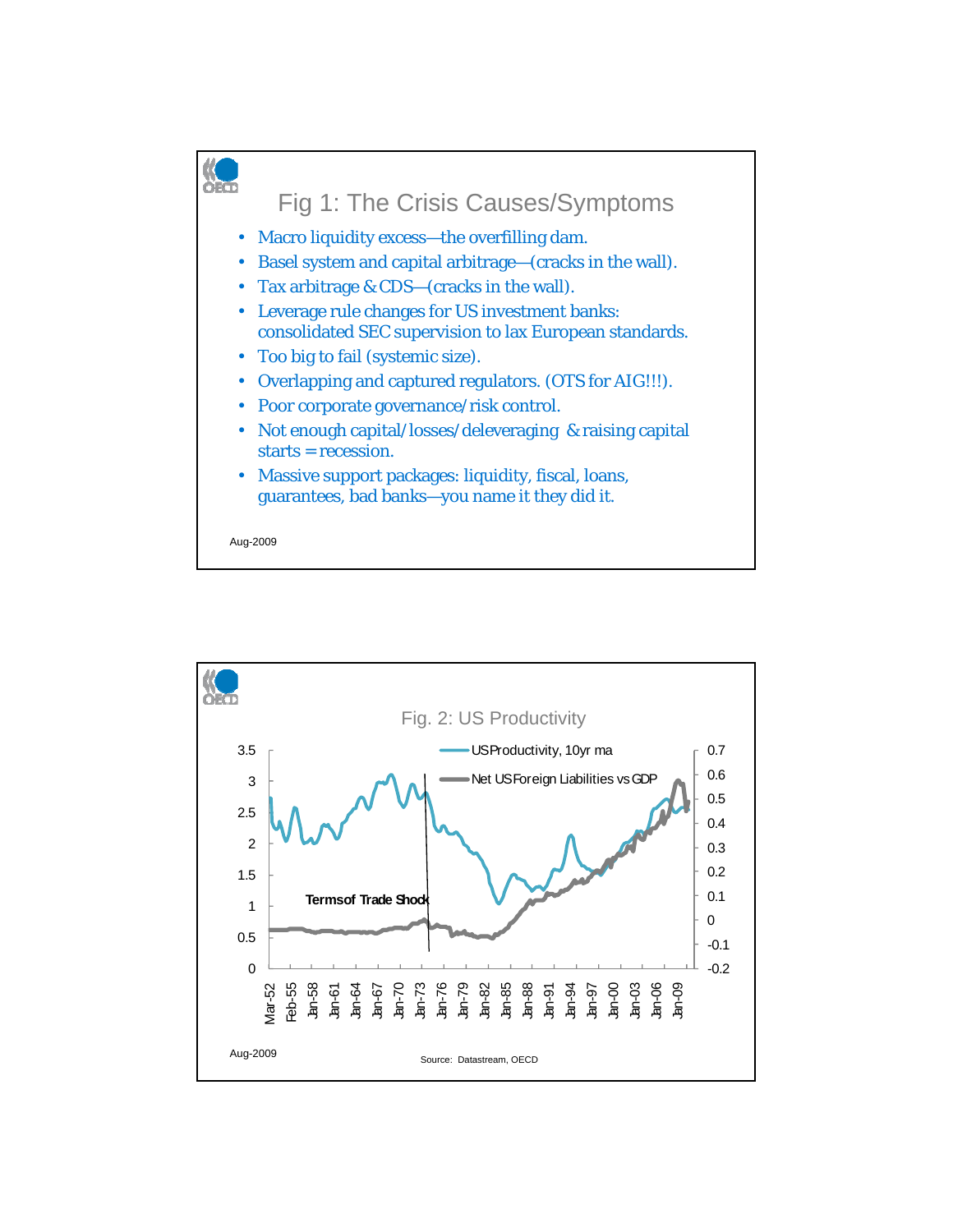## Fig 1: The Crisis Causes/Symptoms

- Macro liquidity excess—the overfilling dam.
- Basel system and capital arbitrage—(cracks in the wall).
- Tax arbitrage & CDS—(cracks in the wall).
- Leverage rule changes for US investment banks: consolidated SEC supervision to lax European standards.
- Too big to fail (systemic size).
- Overlapping and captured regulators. (OTS for AIG!!!).
- Poor corporate governance/risk control.
- Not enough capital/losses/deleveraging & raising capital starts = recession.
- Massive support packages: liquidity, fiscal, loans, guarantees, bad banks—you name it they did it.

Aug-2009

## Fig. 2: US Productivity

US Productivity, 10yr ma

Net US Foreign Liabilities vs GDP

Terms of Trade Shock

Aug-2009

Source: Datastream, OECD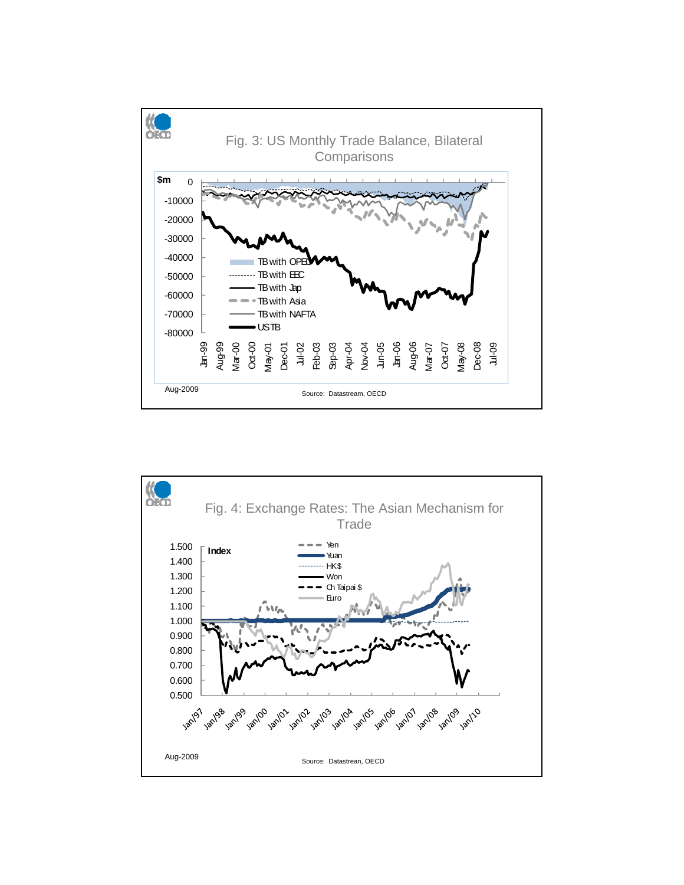## Fig. 3: US Monthly Trade Balance, Bilateral Comparisons

$m

Legend: TB with OPEC; TB with EEC; TB with Jap; TB with Asia; TB with NAFTA; US TB

Aug-2009

Source: Datastream, OECD

## Fig. 4: Exchange Rates: The Asian Mechanism for Trade

Index

Legend: Yen; Yuan; HK$; Won; Ch Taipai $; Euro

Aug-2009

Source: Datastrean, OECD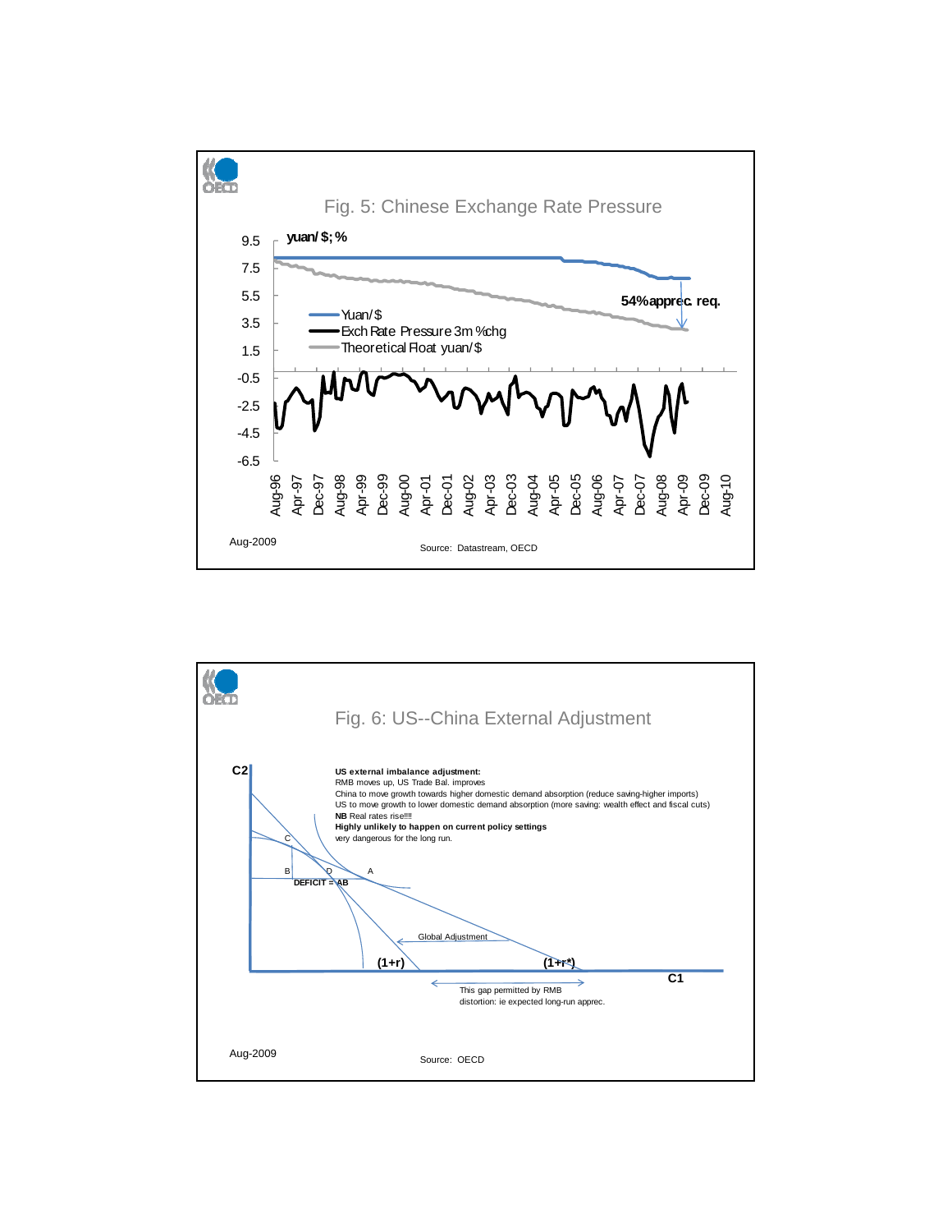## Fig. 5: Chinese Exchange Rate Pressure

yuan/ $; %

- Yuan/$
- Exch Rate Pressure 3m %chg
- Theoretical Float yuan/$

54% apprec. req.

Aug-2009

Source: Datastream, OECD

## Fig. 6: US--China External Adjustment

**US external imbalance adjustment:**
RMB moves up, US Trade Bal. improves
China to move growth towards higher domestic demand absorption (reduce saving-higher imports)
US to move growth to lower domestic demand absorption (more saving: wealth effect and fiscal cuts)
**NB** Real rates rise!!!!
**Highly unlikely to happen on current policy settings**
very dangerous for the long run.

C2, C1, A, B, C, D

DEFICIT = AB

Global Adjustment

(1+r) (1+r*)

This gap permitted by RMB distortion: ie expected long-run apprec.

Aug-2009

Source: OECD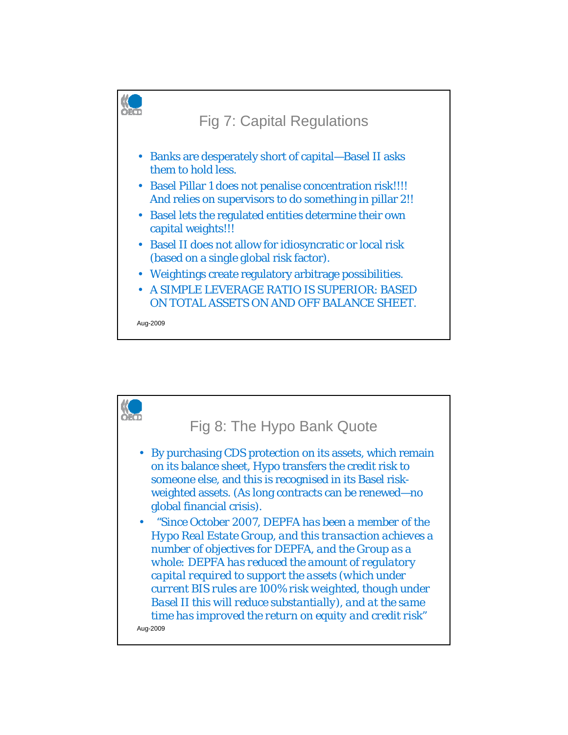## Fig 7: Capital Regulations

- Banks are desperately short of capital—Basel II asks them to hold less.
- Basel Pillar 1 does not penalise concentration risk!!!! And relies on supervisors to do something in pillar 2!!
- Basel lets the regulated entities determine their own capital weights!!!
- Basel II does not allow for idiosyncratic or local risk (based on a single global risk factor).
- Weightings create regulatory arbitrage possibilities.
- A SIMPLE LEVERAGE RATIO IS SUPERIOR: BASED ON TOTAL ASSETS ON AND OFF BALANCE SHEET.

Aug-2009

## Fig 8: The Hypo Bank Quote

- By purchasing CDS protection on its assets, which remain on its balance sheet, Hypo transfers the credit risk to someone else, and this is recognised in its Basel risk-weighted assets. (As long contracts can be renewed—no global financial crisis).
- *"Since October 2007, DEPFA has been a member of the Hypo Real Estate Group, and this transaction achieves a number of objectives for DEPFA, and the Group as a whole: DEPFA has reduced the amount of regulatory capital required to support the assets (which under current BIS rules are 100% risk weighted, though under Basel II this will reduce substantially), and at the same time has improved the return on equity and credit risk"*

Aug-2009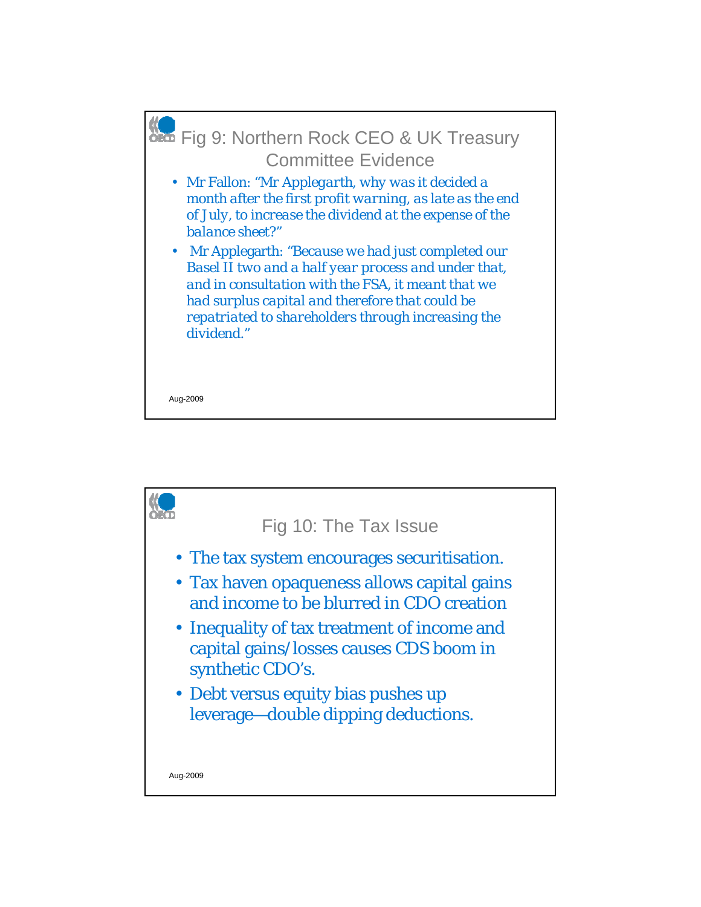## Fig 9: Northern Rock CEO & UK Treasury Committee Evidence

- *Mr Fallon: "Mr Applegarth, why was it decided a month after the first profit warning, as late as the end of July, to increase the dividend at the expense of the balance sheet?"*
- *Mr Applegarth: "Because we had just completed our Basel II two and a half year process and under that, and in consultation with the FSA, it meant that we had surplus capital and therefore that could be repatriated to shareholders through increasing the dividend."*

Aug-2009

## Fig 10: The Tax Issue

- The tax system encourages securitisation.
- Tax haven opaqueness allows capital gains and income to be blurred in CDO creation
- Inequality of tax treatment of income and capital gains/losses causes CDS boom in synthetic CDO's.
- Debt versus equity bias pushes up leverage—double dipping deductions.

Aug-2009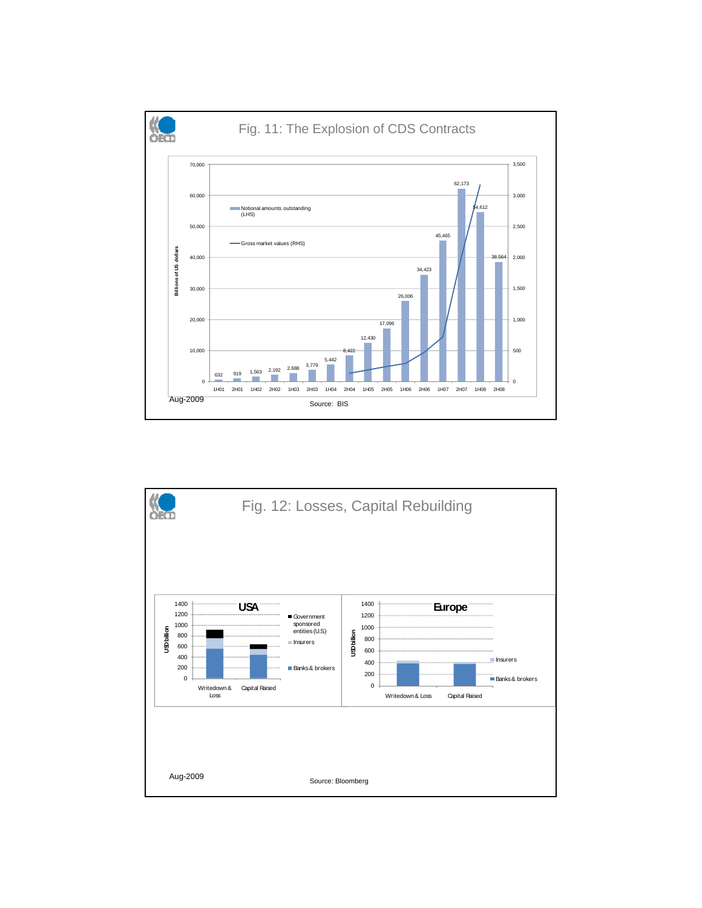## Fig. 11: The Explosion of CDS Contracts

| Period | Notional amounts outstanding (LHS), Billions of US dollars |
|---|---|
| 1H01 | 632 |
| 2H01 | 919 |
| 1H02 | 1,563 |
| 2H02 | 2,192 |
| 1H03 | 2,688 |
| 2H03 | 3,779 |
| 1H04 | 5,442 |
| 2H04 | 8,422 |
| 1H05 | 12,430 |
| 2H05 | 17,096 |
| 1H06 | 26,006 |
| 2H06 | 34,423 |
| 1H07 | 45,465 |
| 2H07 | 62,173 |
| 1H08 | 54,612 |
| 2H08 | 38,564 |

Gross market values (RHS)

Aug-2009

Source: BIS

## Fig. 12: Losses, Capital Rebuilding

USA — USD billion: Writedown & Loss; Capital Raised (Government sponsored entities (U.S), Insurers, Banks & brokers)

Europe — USD billion: Writedown & Loss; Capital Raised (Insurers, Banks & brokers)

Aug-2009

Source: Bloomberg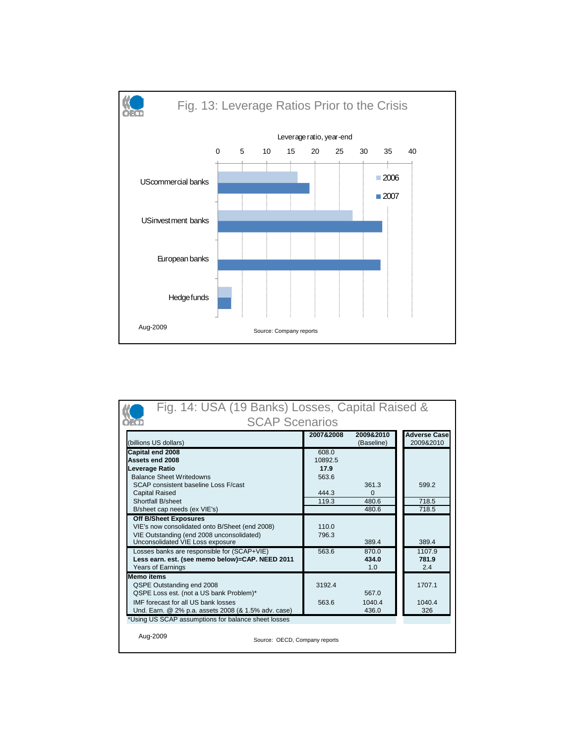## Fig. 13: Leverage Ratios Prior to the Crisis

Leverage ratio, year-end

| | 2006 | 2007 |
|---|---|---|
| UScommercial banks | | |
| USinvestment banks | | |
| European banks | | |
| Hedge funds | | |

Aug-2009

Source: Company reports

## Fig. 14: USA (19 Banks) Losses, Capital Raised & SCAP Scenarios

| (billions US dollars) | 2007&2008 | 2009&2010 (Baseline) | Adverse Case 2009&2010 |
|---|---|---|---|
| **Capital end 2008** | 608.0 | | |
| **Assets end 2008** | 10892.5 | | |
| **Leverage Ratio** | **17.9** | | |
| Balance Sheet Writedowns | 563.6 | | |
| SCAP consistent baseline Loss F/cast | | 361.3 | 599.2 |
| Capital Raised | 444.3 | 0 | |
| Shortfall B/sheet | 119.3 | 480.6 | 718.5 |
| B/sheet cap needs (ex VIE's) | | 480.6 | 718.5 |
| **Off B/Sheet Exposures** | | | |
| VIE's now consolidated onto B/Sheet (end 2008) | 110.0 | | |
| VIE Outstanding (end 2008 unconsolidated) | 796.3 | | |
| Unconsolidated VIE Loss exposure | | 389.4 | 389.4 |
| Losses banks are responsible for (SCAP+VIE) | 563.6 | 870.0 | 1107.9 |
| **Less earn. est. (see memo below)=CAP. NEED 2011** | | **434.0** | **781.9** |
| Years of Earnings | | 1.0 | 2.4 |
| **Memo items** | | | |
| QSPE Outstanding end 2008 | 3192.4 | | 1707.1 |
| QSPE Loss est. (not a US bank Problem)* | | 567.0 | |
| IMF forecast for all US bank losses | 563.6 | 1040.4 | 1040.4 |
| Und. Earn. @ 2% p.a. assets 2008 (& 1.5% adv. case) | | 436.0 | 326 |

*Using US SCAP assumptions for balance sheet losses

Aug-2009

Source: OECD, Company reports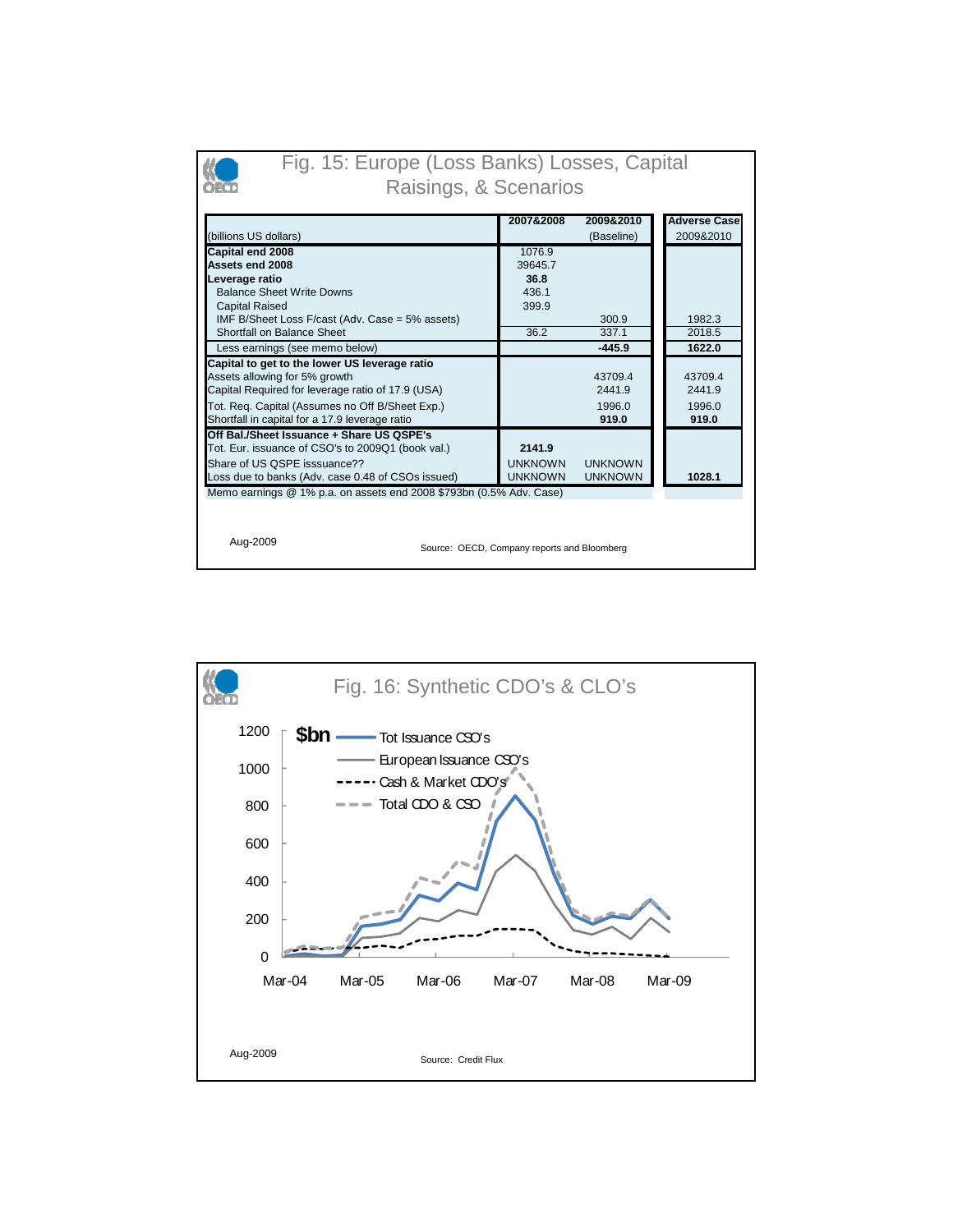## Fig. 15: Europe (Loss Banks) Losses, Capital Raisings, & Scenarios

| (billions US dollars) | 2007&2008 | 2009&2010 (Baseline) | Adverse Case 2009&2010 |
|---|---|---|---|
| **Capital end 2008** | 1076.9 | | |
| **Assets end 2008** | 39645.7 | | |
| **Leverage ratio** | **36.8** | | |
| Balance Sheet Write Downs | 436.1 | | |
| Capital Raised | 399.9 | | |
| IMF B/Sheet Loss F/cast (Adv. Case = 5% assets) | | 300.9 | 1982.3 |
| Shortfall on Balance Sheet | 36.2 | 337.1 | 2018.5 |
| Less earnings (see memo below) | | **-445.9** | **1622.0** |
| **Capital to get to the lower US leverage ratio** | | | |
| Assets allowing for 5% growth | | 43709.4 | 43709.4 |
| Capital Required for leverage ratio of 17.9 (USA) | | 2441.9 | 2441.9 |
| Tot. Req. Capital (Assumes no Off B/Sheet Exp.) | | 1996.0 | 1996.0 |
| Shortfall in capital for a 17.9 leverage ratio | | **919.0** | **919.0** |
| **Off Bal./Sheet Issuance + Share US QSPE's** | | | |
| Tot. Eur. issuance of CSO's to 2009Q1 (book val.) | **2141.9** | | |
| Share of US QSPE isssuance?? | UNKNOWN | UNKNOWN | |
| Loss due to banks (Adv. case 0.48 of CSOs issued) | UNKNOWN | UNKNOWN | **1028.1** |

Memo earnings @ 1% p.a. on assets end 2008 $793bn (0.5% Adv. Case)

Aug-2009

Source: OECD, Company reports and Bloomberg

## Fig. 16: Synthetic CDO's & CLO's

Aug-2009

Source: Credit Flux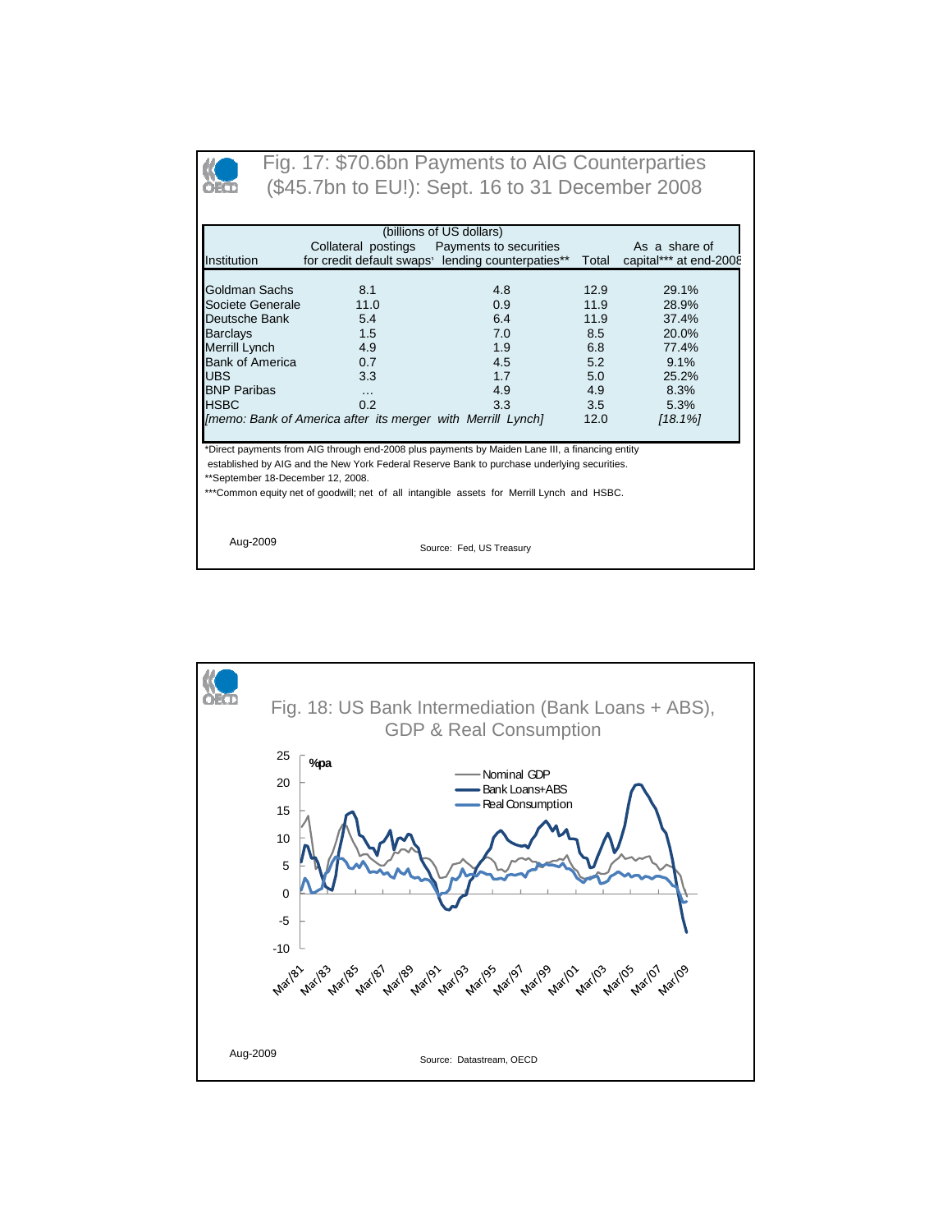## Fig. 17: $70.6bn Payments to AIG Counterparties ($45.7bn to EU!): Sept. 16 to 31 December 2008

(billions of US dollars)

| Institution | Collateral postings for credit default swaps* | Payments to securities lending counterparties** | Total | As a share of capital*** at end-2008 |
|---|---|---|---|---|
| Goldman Sachs | 8.1 | 4.8 | 12.9 | 29.1% |
| Societe Generale | 11.0 | 0.9 | 11.9 | 28.9% |
| Deutsche Bank | 5.4 | 6.4 | 11.9 | 37.4% |
| Barclays | 1.5 | 7.0 | 8.5 | 20.0% |
| Merrill Lynch | 4.9 | 1.9 | 6.8 | 77.4% |
| Bank of America | 0.7 | 4.5 | 5.2 | 9.1% |
| UBS | 3.3 | 1.7 | 5.0 | 25.2% |
| BNP Paribas | … | 4.9 | 4.9 | 8.3% |
| HSBC | 0.2 | 3.3 | 3.5 | 5.3% |
| *[memo: Bank of America after its merger with Merrill Lynch]* | | | 12.0 | *[18.1%]* |

*Direct payments from AIG through end-2008 plus payments by Maiden Lane III, a financing entity established by AIG and the New York Federal Reserve Bank to purchase underlying securities.

**September 18-December 12, 2008.

***Common equity net of goodwill; net of all intangible assets for Merrill Lynch and HSBC.

Aug-2009

Source: Fed, US Treasury

## Fig. 18: US Bank Intermediation (Bank Loans + ABS), GDP & Real Consumption

Aug-2009

Source: Datastream, OECD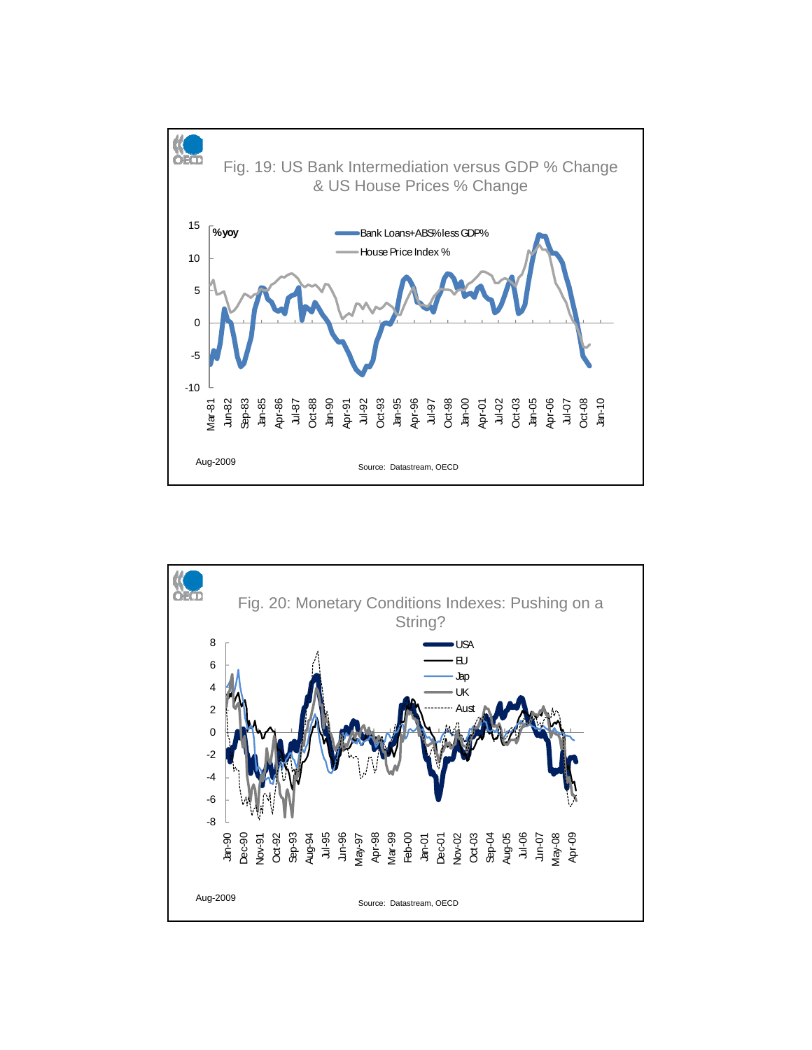## Fig. 19: US Bank Intermediation versus GDP % Change & US House Prices % Change

%yoy

Bank Loans+ABS% less GDP%

House Price Index %

Aug-2009

Source: Datastream, OECD

## Fig. 20: Monetary Conditions Indexes: Pushing on a String?

USA

EU

Jap

UK

Aust

Aug-2009

Source: Datastream, OECD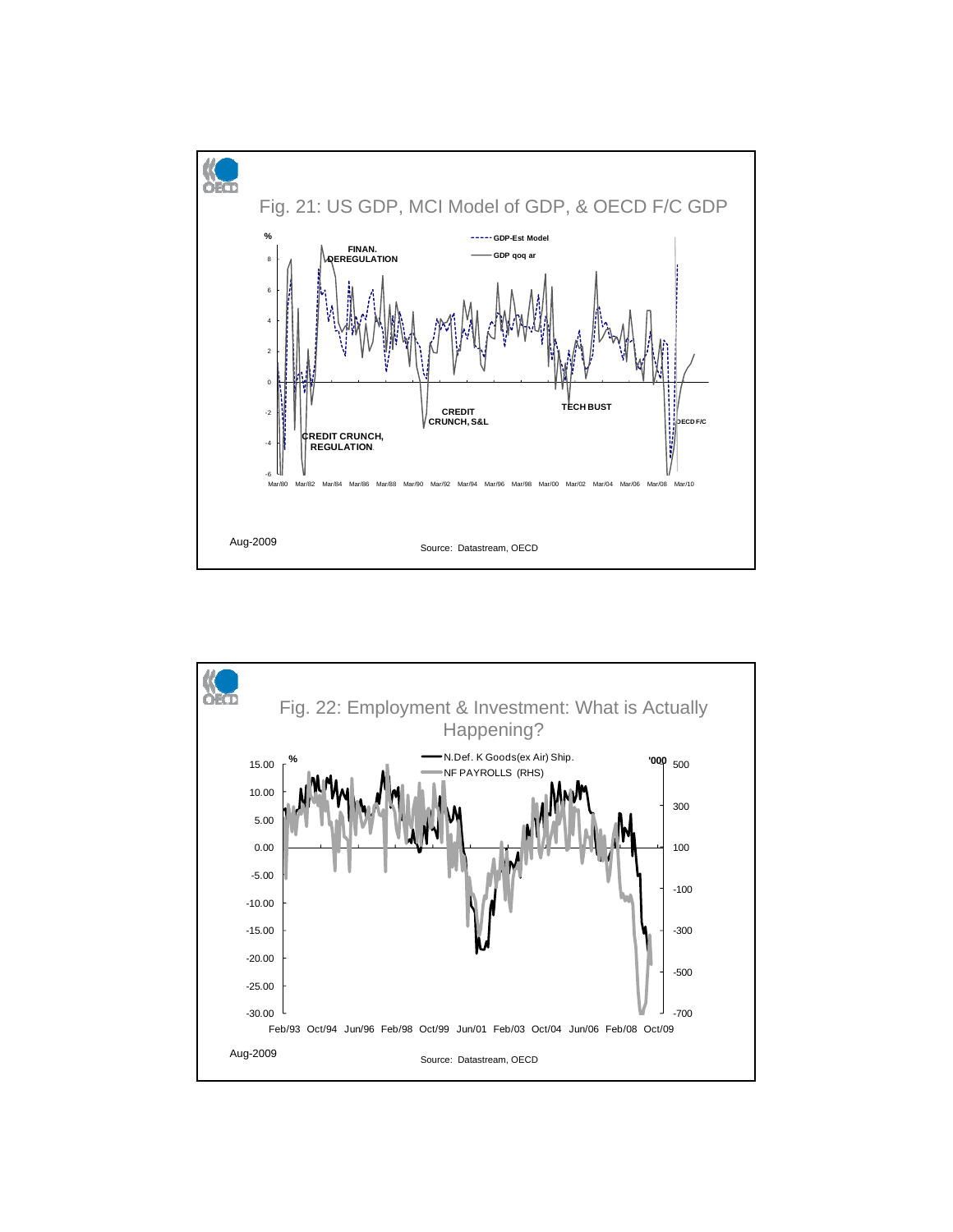## Fig. 21: US GDP, MCI Model of GDP, & OECD F/C GDP

%

GDP-Est Model

GDP qoq ar

FINAN. DEREGULATION

CREDIT CRUNCH, REGULATION

CREDIT CRUNCH, S&L

TECH BUST

OECD F/C

Mar/80 Mar/82 Mar/84 Mar/86 Mar/88 Mar/90 Mar/92 Mar/94 Mar/96 Mar/98 Mar/00 Mar/02 Mar/04 Mar/06 Mar/08 Mar/10

Aug-2009

Source: Datastream, OECD

## Fig. 22: Employment & Investment: What is Actually Happening?

%

N.Def. K Goods(ex Air) Ship.

NF PAYROLLS (RHS)

'000

Feb/93 Oct/94 Jun/96 Feb/98 Oct/99 Jun/01 Feb/03 Oct/04 Jun/06 Feb/08 Oct/09

Aug-2009

Source: Datastream, OECD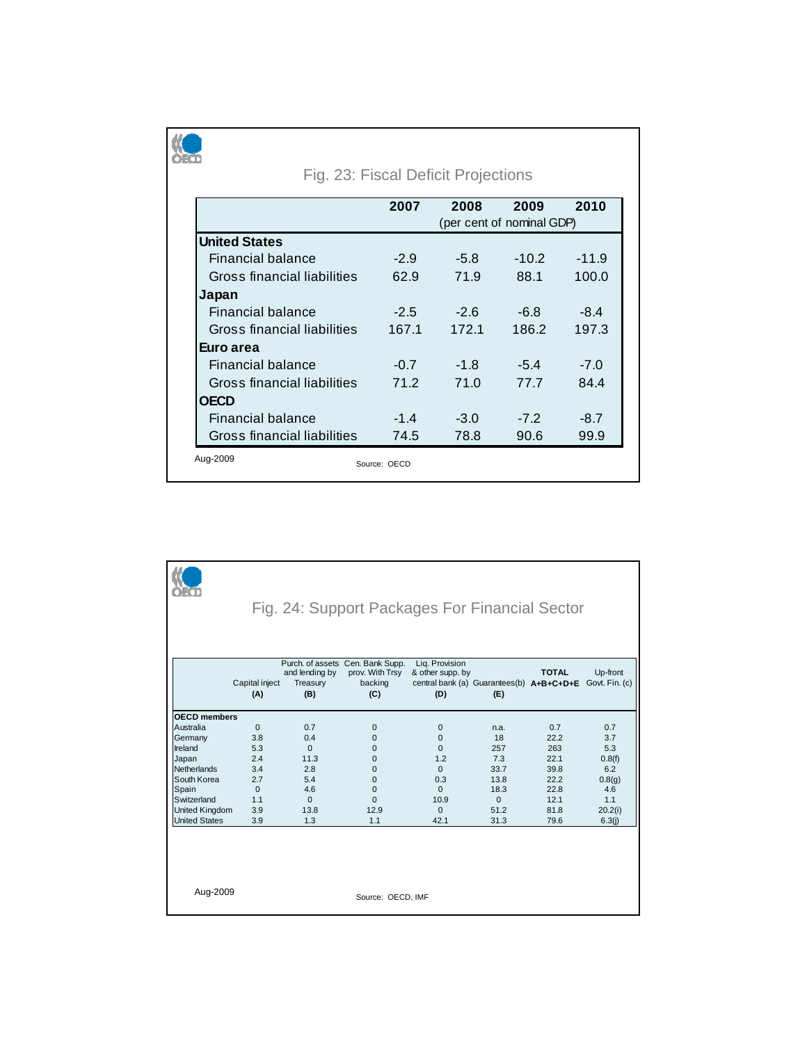## Fig. 23: Fiscal Deficit Projections

| | 2007 | 2008 | 2009 | 2010 |
|---|---|---|---|---|
| | (per cent of nominal GDP) | | | |
| **United States** | | | | |
| Financial balance | -2.9 | -5.8 | -10.2 | -11.9 |
| Gross financial liabilities | 62.9 | 71.9 | 88.1 | 100.0 |
| **Japan** | | | | |
| Financial balance | -2.5 | -2.6 | -6.8 | -8.4 |
| Gross financial liabilities | 167.1 | 172.1 | 186.2 | 197.3 |
| **Euro area** | | | | |
| Financial balance | -0.7 | -1.8 | -5.4 | -7.0 |
| Gross financial liabilities | 71.2 | 71.0 | 77.7 | 84.4 |
| **OECD** | | | | |
| Financial balance | -1.4 | -3.0 | -7.2 | -8.7 |
| Gross financial liabilities | 74.5 | 78.8 | 90.6 | 99.9 |

Aug-2009

Source: OECD

## Fig. 24: Support Packages For Financial Sector

| | Capital inject (A) | Purch. of assets and lending by Treasury (B) | Cen. Bank Supp. prov. With Trsy backing (C) | Liq. Provision & other supp. by central bank (a) (D) | Guarantees(b) (E) | **TOTAL A+B+C+D+E** | Up-front Govt. Fin. (c) |
|---|---|---|---|---|---|---|---|
| **OECD members** | | | | | | | |
| Australia | 0 | 0.7 | 0 | 0 | n.a. | 0.7 | 0.7 |
| Germany | 3.8 | 0.4 | 0 | 0 | 18 | 22.2 | 3.7 |
| Ireland | 5.3 | 0 | 0 | 0 | 257 | 263 | 5.3 |
| Japan | 2.4 | 11.3 | 0 | 1.2 | 7.3 | 22.1 | 0.8(f) |
| Netherlands | 3.4 | 2.8 | 0 | 0 | 33.7 | 39.8 | 6.2 |
| South Korea | 2.7 | 5.4 | 0 | 0.3 | 13.8 | 22.2 | 0.8(g) |
| Spain | 0 | 4.6 | 0 | 0 | 18.3 | 22.8 | 4.6 |
| Switzerland | 1.1 | 0 | 0 | 10.9 | 0 | 12.1 | 1.1 |
| United Kingdom | 3.9 | 13.8 | 12.9 | 0 | 51.2 | 81.8 | 20.2(i) |
| United States | 3.9 | 1.3 | 1.1 | 42.1 | 31.3 | 79.6 | 6.3(j) |

Aug-2009

Source: OECD, IMF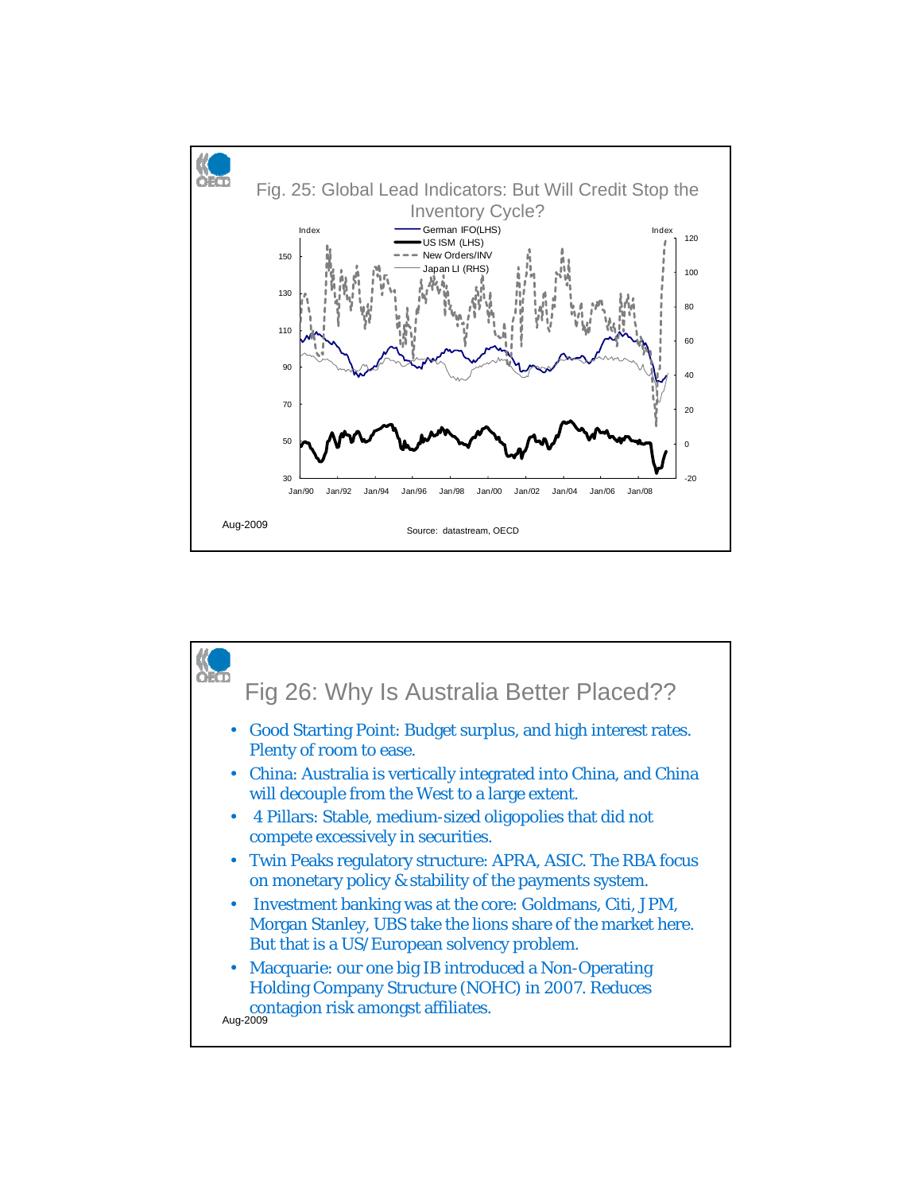## Fig. 25: Global Lead Indicators: But Will Credit Stop the Inventory Cycle?

Index | Index

- German IFO(LHS)
- US ISM (LHS)
- New Orders/INV
- Japan LI (RHS)

Source: datastream, OECD

Aug-2009

## Fig 26: Why Is Australia Better Placed??

- Good Starting Point: Budget surplus, and high interest rates. Plenty of room to ease.
- China: Australia is vertically integrated into China, and China will decouple from the West to a large extent.
- 4 Pillars: Stable, medium-sized oligopolies that did not compete excessively in securities.
- Twin Peaks regulatory structure: APRA, ASIC. The RBA focus on monetary policy & stability of the payments system.
- Investment banking was at the core: Goldmans, Citi, JPM, Morgan Stanley, UBS take the lions share of the market here. But that is a US/European solvency problem.
- Macquarie: our one big IB introduced a Non-Operating Holding Company Structure (NOHC) in 2007. Reduces contagion risk amongst affiliates.

Aug-2009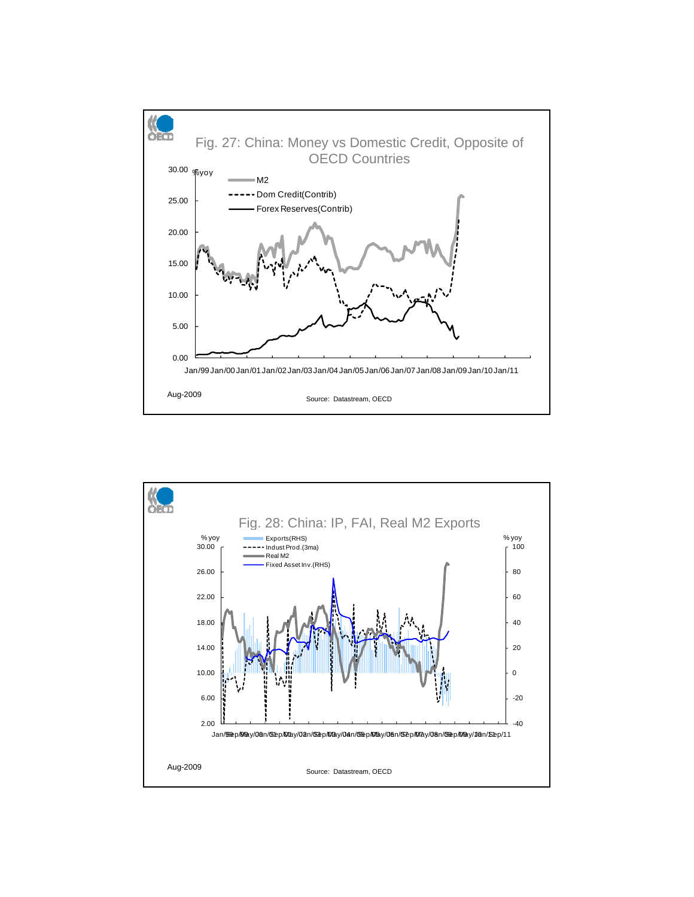# Fig. 27: China: Money vs Domestic Credit, Opposite of OECD Countries

%yoy

- M2
- Dom Credit(Contrib)
- Forex Reserves(Contrib)

Aug-2009

Source: Datastream, OECD

# Fig. 28: China: IP, FAI, Real M2 Exports

% yoy

- Exports(RHS)
- Indust Prod.(3ma)
- Real M2
- Fixed Asset Inv.(RHS)

Aug-2009

Source: Datastream, OECD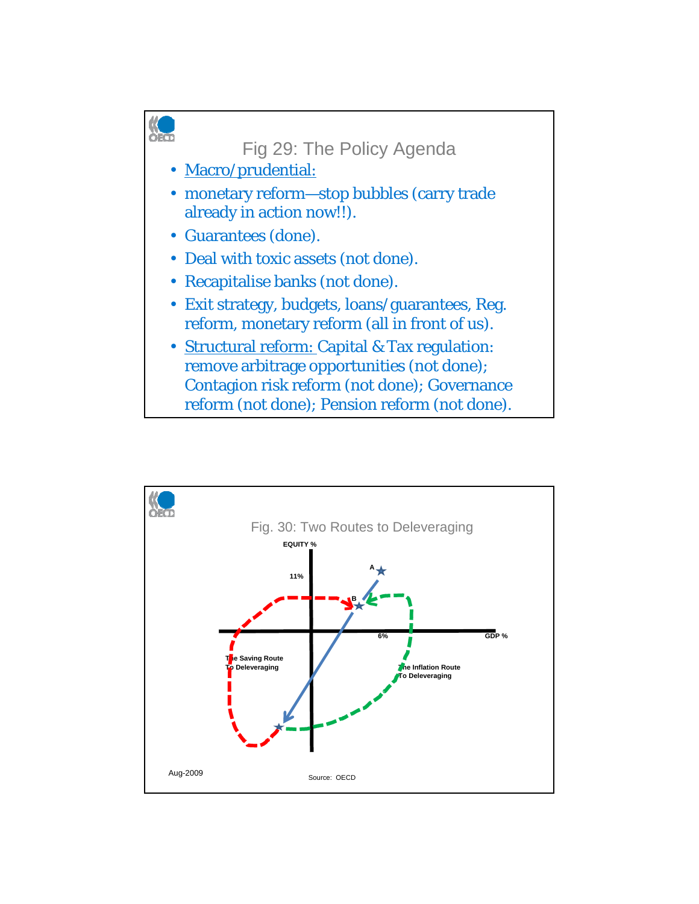## Fig 29: The Policy Agenda

- Macro/prudential:
- monetary reform—stop bubbles (carry trade already in action now!!).
- Guarantees (done).
- Deal with toxic assets (not done).
- Recapitalise banks (not done).
- Exit strategy, budgets, loans/guarantees, Reg. reform, monetary reform (all in front of us).
- Structural reform: Capital & Tax regulation: remove arbitrage opportunities (not done); Contagion risk reform (not done); Governance reform (not done); Pension reform (not done).

## Fig. 30: Two Routes to Deleveraging

EQUITY %

11%

A

B

6%

GDP %

The Saving Route To Deleveraging

The Inflation Route To Deleveraging

Aug-2009

Source: OECD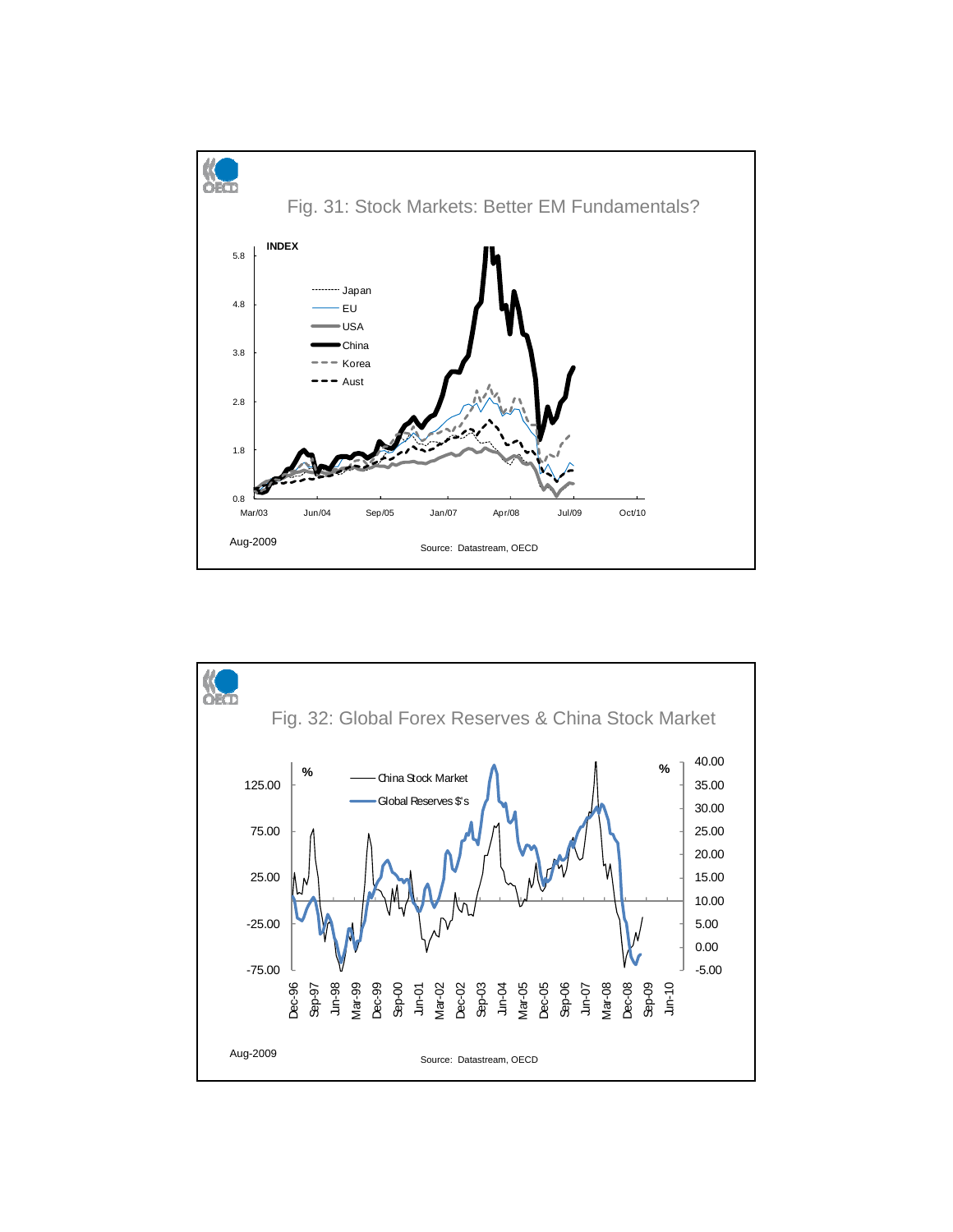# Fig. 31: Stock Markets: Better EM Fundamentals?

INDEX

- Japan
- EU
- USA
- China
- Korea
- Aust

Aug-2009

Source: Datastream, OECD

# Fig. 32: Global Forex Reserves & China Stock Market

- China Stock Market
- Global Reserves $'s

Aug-2009

Source: Datastream, OECD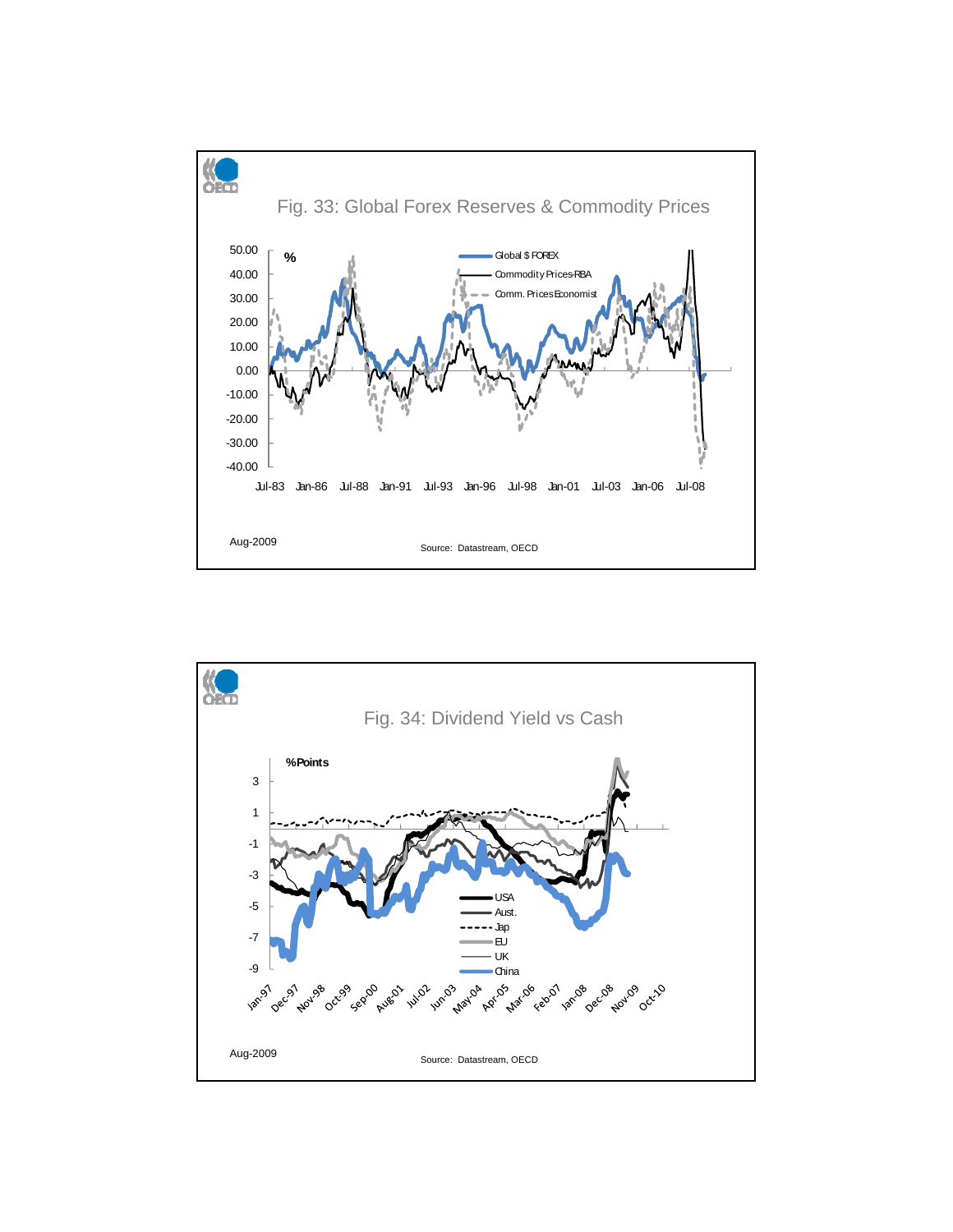## Fig. 33: Global Forex Reserves & Commodity Prices

%

Global $ FOREX

Commodity Prices-RBA

Comm. Prices Economist

50.00
40.00
30.00
20.00
10.00
0.00
-10.00
-20.00
-30.00
-40.00

Jul-83 Jan-86 Jul-88 Jan-91 Jul-93 Jan-96 Jul-98 Jan-01 Jul-03 Jan-06 Jul-08

Aug-2009

Source: Datastream, OECD

## Fig. 34: Dividend Yield vs Cash

%Points

3
1
-1
-3
-5
-7
-9

USA
Aust.
Jap
EU
UK
China

Jan-97 Dec-97 Nov-98 Oct-99 Sep-00 Aug-01 Jul-02 Jun-03 May-04 Apr-05 Mar-06 Feb-07 Jan-08 Dec-08 Nov-09 Oct-10

Aug-2009

Source: Datastream, OECD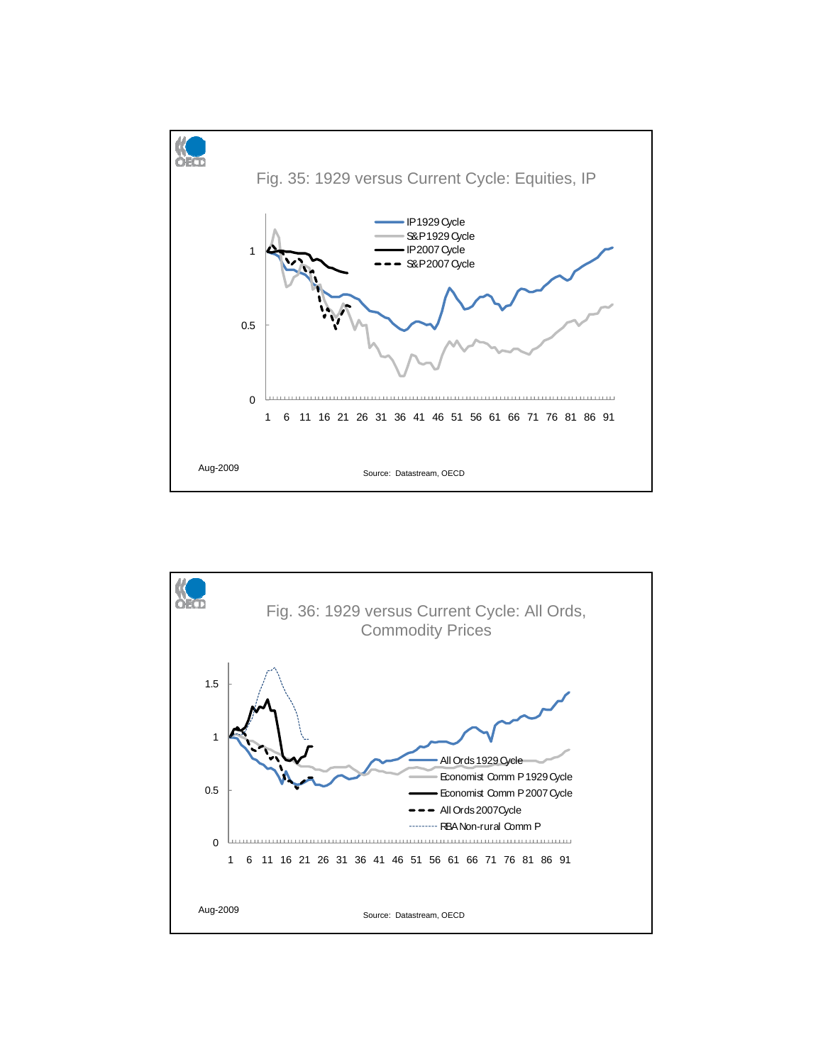## Fig. 35: 1929 versus Current Cycle: Equities, IP

- IP 1929 Cycle
- S&P 1929 Cycle
- IP 2007 Cycle
- S&P 2007 Cycle

Aug-2009

Source: Datastream, OECD

## Fig. 36: 1929 versus Current Cycle: All Ords, Commodity Prices

- All Ords 1929 Cycle
- Economist Comm P 1929 Cycle
- Economist Comm P 2007 Cycle
- All Ords 2007 Cycle
- RBA Non-rural Comm P

Aug-2009

Source: Datastream, OECD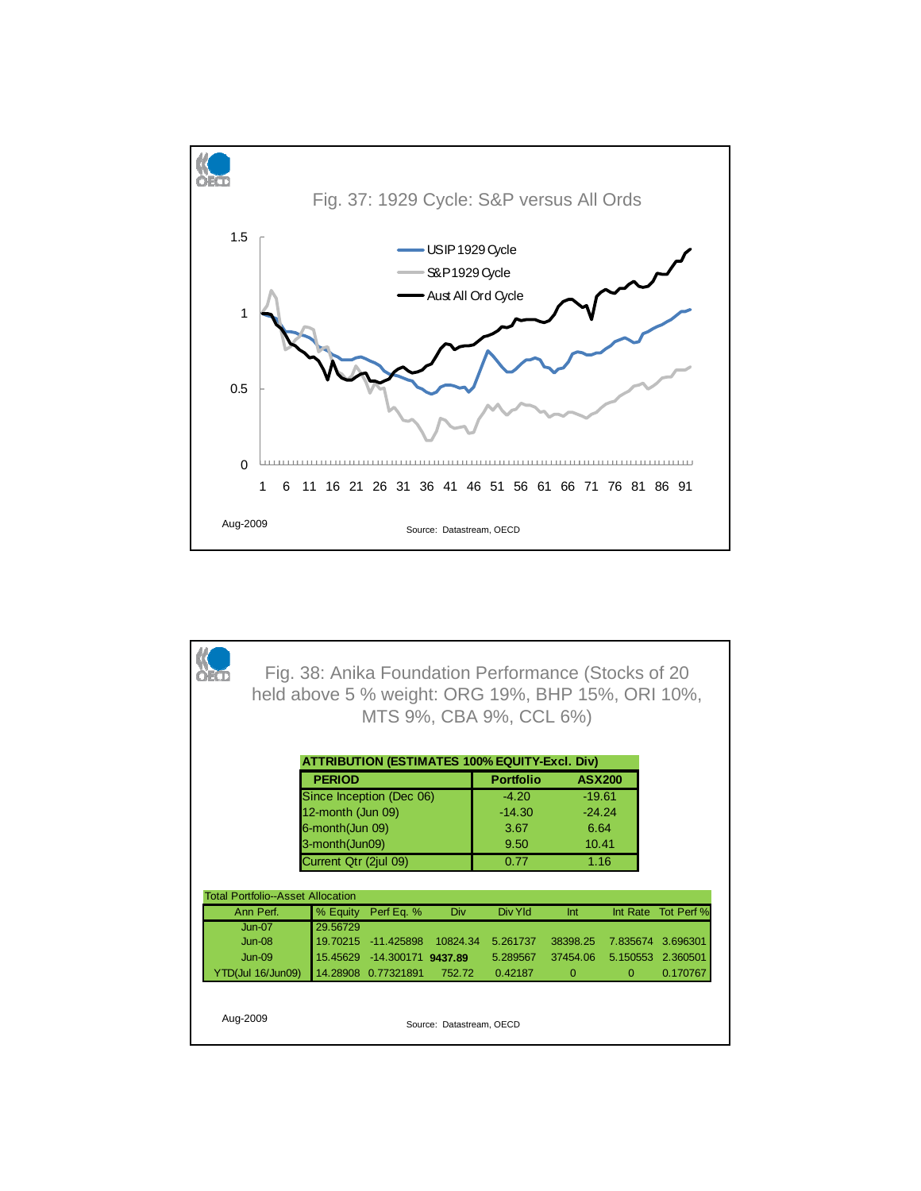## Fig. 37: 1929 Cycle: S&P versus All Ords

Legend: USIP 1929 Cycle; S&P 1929 Cycle; Aust All Ord Cycle

Aug-2009

Source: Datastream, OECD

## Fig. 38: Anika Foundation Performance (Stocks of 20 held above 5 % weight: ORG 19%, BHP 15%, ORI 10%, MTS 9%, CBA 9%, CCL 6%)

| ATTRIBUTION (ESTIMATES 100% EQUITY-Excl. Div) | | |
|---|---|---|
| **PERIOD** | **Portfolio** | **ASX200** |
| Since Inception (Dec 06) | -4.20 | -19.61 |
| 12-month (Jun 09) | -14.30 | -24.24 |
| 6-month(Jun 09) | 3.67 | 6.64 |
| 3-month(Jun09) | 9.50 | 10.41 |
| Current Qtr (2jul 09) | 0.77 | 1.16 |

Total Portfolio--Asset Allocation

| Ann Perf. | % Equity | Perf Eq. % | Div | Div Yld | Int | Int Rate | Tot Perf % |
|---|---|---|---|---|---|---|---|
| Jun-07 | 29.56729 | | | | | | |
| Jun-08 | 19.70215 | -11.425898 | 10824.34 | 5.261737 | 38398.25 | 7.835674 | 3.696301 |
| Jun-09 | 15.45629 | -14.300171 | **9437.89** | 5.289567 | 37454.06 | 5.150553 | 2.360501 |
| YTD(Jul 16/Jun09) | 14.28908 | 0.77321891 | 752.72 | 0.42187 | 0 | 0 | 0.170767 |

Aug-2009

Source: Datastream, OECD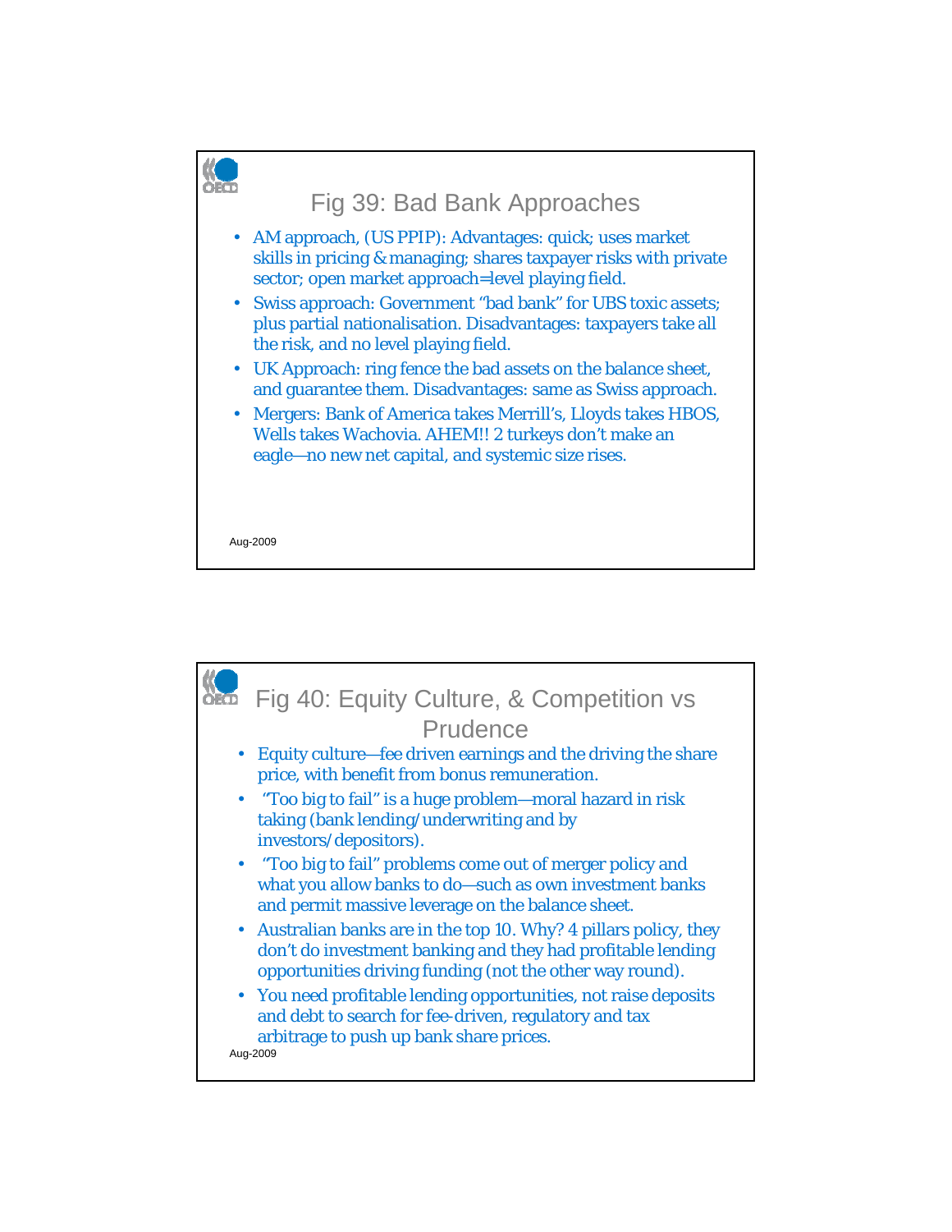## Fig 39: Bad Bank Approaches

- AM approach, (US PPIP): Advantages: quick; uses market skills in pricing & managing; shares taxpayer risks with private sector; open market approach=level playing field.
- Swiss approach: Government "bad bank" for UBS toxic assets; plus partial nationalisation. Disadvantages: taxpayers take all the risk, and no level playing field.
- UK Approach: ring fence the bad assets on the balance sheet, and guarantee them. Disadvantages: same as Swiss approach.
- Mergers: Bank of America takes Merrill's, Lloyds takes HBOS, Wells takes Wachovia. AHEM!! 2 turkeys don't make an eagle—no new net capital, and systemic size rises.

Aug-2009

## Fig 40: Equity Culture, & Competition vs Prudence

- Equity culture—fee driven earnings and the driving the share price, with benefit from bonus remuneration.
- "Too big to fail" is a huge problem—moral hazard in risk taking (bank lending/underwriting and by investors/depositors).
- "Too big to fail" problems come out of merger policy and what you allow banks to do—such as own investment banks and permit massive leverage on the balance sheet.
- Australian banks are in the top 10. Why? 4 pillars policy, they don't do investment banking and they had profitable lending opportunities driving funding (not the other way round).
- You need profitable lending opportunities, not raise deposits and debt to search for fee-driven, regulatory and tax arbitrage to push up bank share prices.

Aug-2009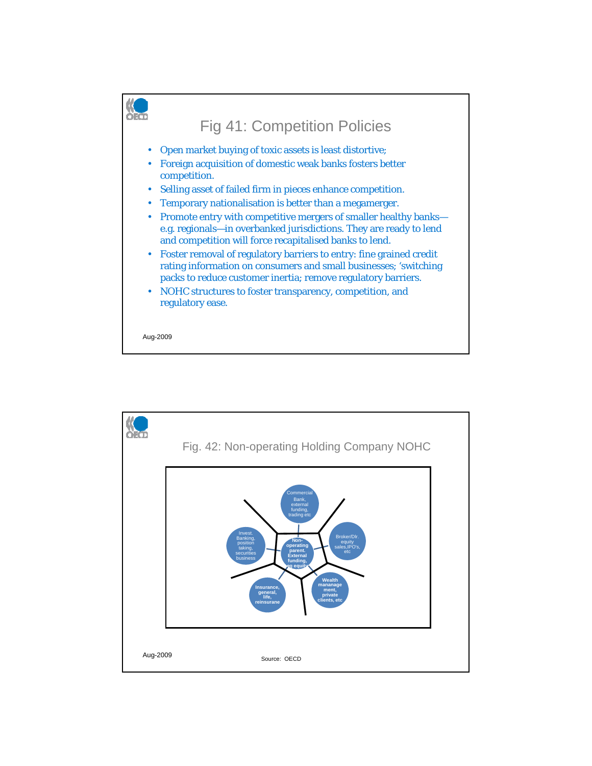# Fig 41: Competition Policies

- Open market buying of toxic assets is least distortive;
- Foreign acquisition of domestic weak banks fosters better competition.
- Selling asset of failed firm in pieces enhance competition.
- Temporary nationalisation is better than a megamerger.
- Promote entry with competitive mergers of smaller healthy banks—e.g. regionals—in overbanked jurisdictions. They are ready to lend and competition will force recapitalised banks to lend.
- Foster removal of regulatory barriers to entry: fine grained credit rating information on consumers and small businesses; 'switching packs to reduce customer inertia; remove regulatory barriers.
- NOHC structures to foster transparency, competition, and regulatory ease.

Aug-2009

# Fig. 42: Non-operating Holding Company NOHC

Commercial Bank, external funding, trading etc

Broker/Dlr. equity sales,IPO's, etc

Wealth manangement, private clients, etc

Insurance, general, life, reinsurane

Invest. Banking, position taking, securities business

Non-operating parent. External funding, eg equity

Aug-2009

Source: OECD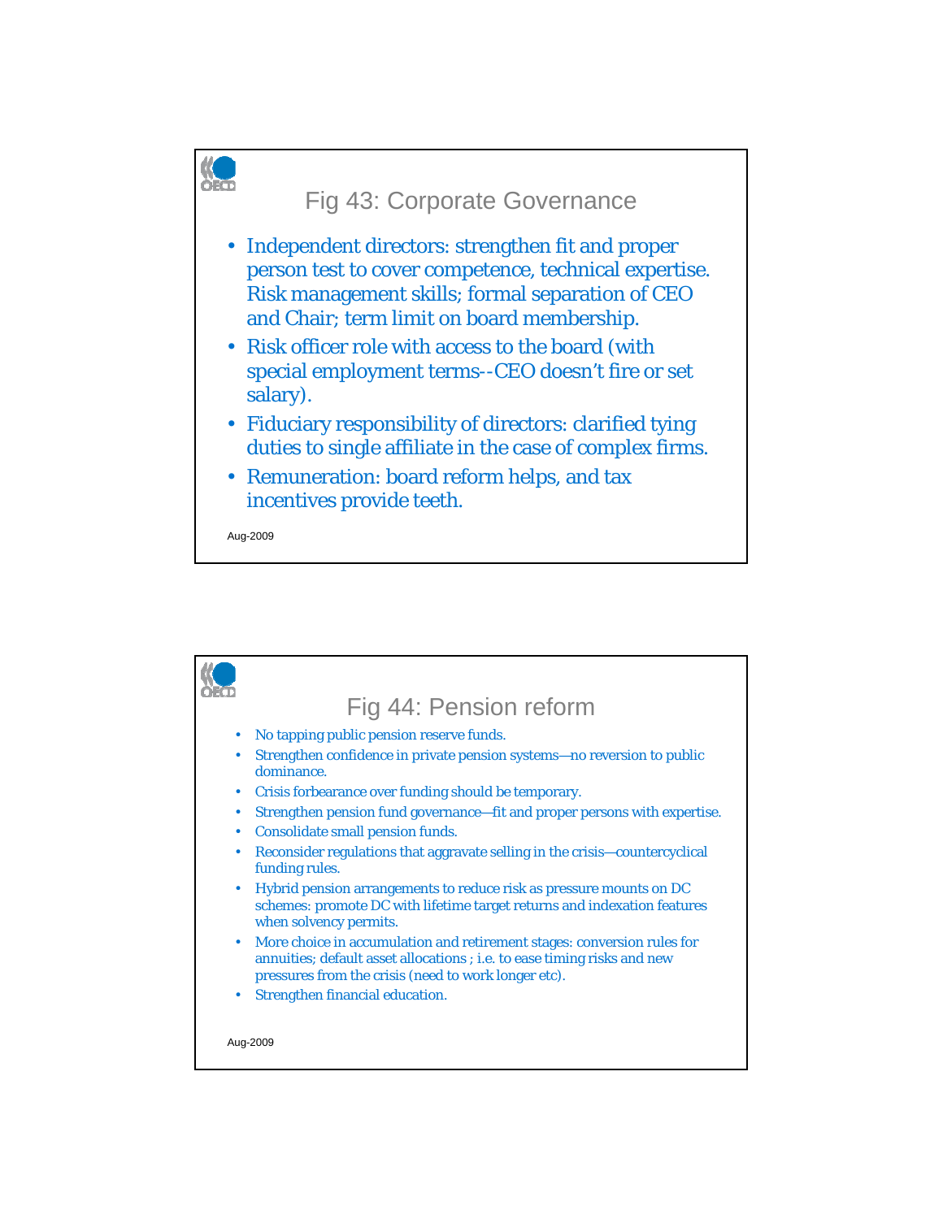## Fig 43: Corporate Governance

- Independent directors: strengthen fit and proper person test to cover competence, technical expertise. Risk management skills; formal separation of CEO and Chair; term limit on board membership.
- Risk officer role with access to the board (with special employment terms--CEO doesn't fire or set salary).
- Fiduciary responsibility of directors: clarified tying duties to single affiliate in the case of complex firms.
- Remuneration: board reform helps, and tax incentives provide teeth.

Aug-2009

## Fig 44: Pension reform

- No tapping public pension reserve funds.
- Strengthen confidence in private pension systems—no reversion to public dominance.
- Crisis forbearance over funding should be temporary.
- Strengthen pension fund governance—fit and proper persons with expertise.
- Consolidate small pension funds.
- Reconsider regulations that aggravate selling in the crisis—countercyclical funding rules.
- Hybrid pension arrangements to reduce risk as pressure mounts on DC schemes: promote DC with lifetime target returns and indexation features when solvency permits.
- More choice in accumulation and retirement stages: conversion rules for annuities; default asset allocations ; i.e. to ease timing risks and new pressures from the crisis (need to work longer etc).
- Strengthen financial education.

Aug-2009